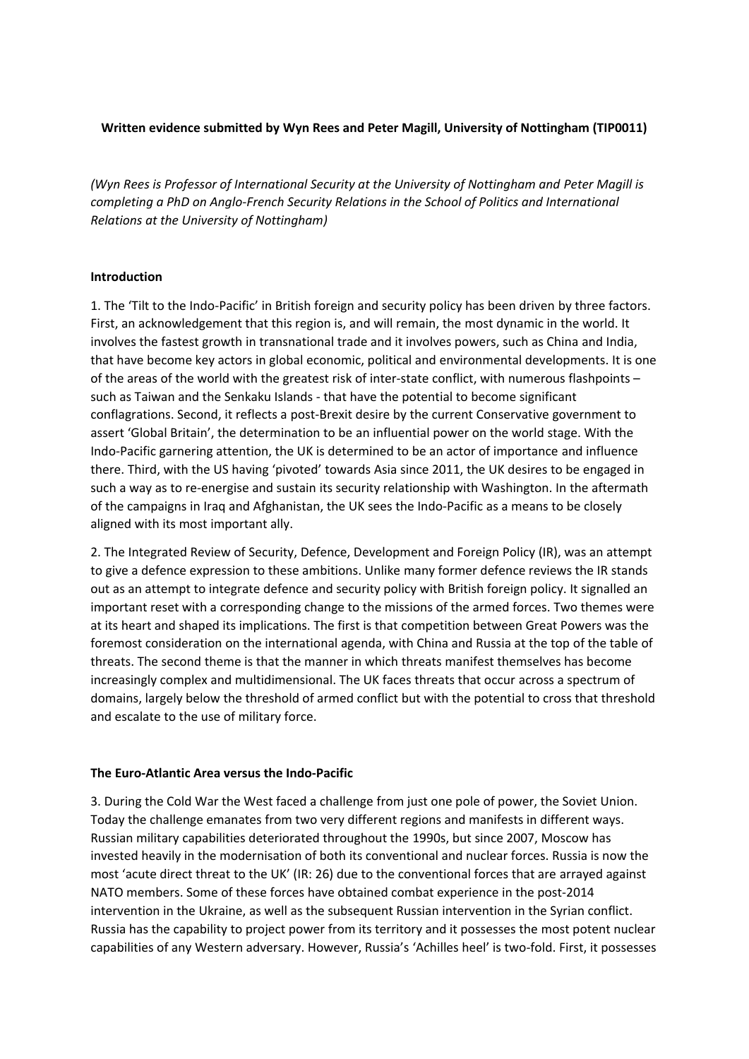**Written evidence submitted by Wyn Rees and Peter Magill, University of Nottingham (TIP0011)**

*(Wyn Rees is Professor of International Security at the University of Nottingham and Peter Magill is completing a PhD on Anglo-French Security Relations in the School of Politics and International Relations at the University of Nottingham)*

## Introduction

1. The 'Tilt to the Indo-Pacific' in British foreign and security policy has been driven by three factors. First, an acknowledgement that this region is, and will remain, the most dynamic in the world. It involves the fastest growth in transnational trade and it involves powers, such as China and India, that have become key actors in global economic, political and environmental developments. It is one of the areas of the world with the greatest risk of inter-state conflict, with numerous flashpoints – such as Taiwan and the Senkaku Islands - that have the potential to become significant conflagrations. Second, it reflects a post-Brexit desire by the current Conservative government to assert 'Global Britain', the determination to be an influential power on the world stage. With the Indo-Pacific garnering attention, the UK is determined to be an actor of importance and influence there. Third, with the US having 'pivoted' towards Asia since 2011, the UK desires to be engaged in such a way as to re-energise and sustain its security relationship with Washington. In the aftermath of the campaigns in Iraq and Afghanistan, the UK sees the Indo-Pacific as a means to be closely aligned with its most important ally.

2. The Integrated Review of Security, Defence, Development and Foreign Policy (IR), was an attempt to give a defence expression to these ambitions. Unlike many former defence reviews the IR stands out as an attempt to integrate defence and security policy with British foreign policy. It signalled an important reset with a corresponding change to the missions of the armed forces. Two themes were at its heart and shaped its implications. The first is that competition between Great Powers was the foremost consideration on the international agenda, with China and Russia at the top of the table of threats. The second theme is that the manner in which threats manifest themselves has become increasingly complex and multidimensional. The UK faces threats that occur across a spectrum of domains, largely below the threshold of armed conflict but with the potential to cross that threshold and escalate to the use of military force.

## The Euro-Atlantic Area versus the Indo-Pacific

3. During the Cold War the West faced a challenge from just one pole of power, the Soviet Union. Today the challenge emanates from two very different regions and manifests in different ways. Russian military capabilities deteriorated throughout the 1990s, but since 2007, Moscow has invested heavily in the modernisation of both its conventional and nuclear forces. Russia is now the most 'acute direct threat to the UK' (IR: 26) due to the conventional forces that are arrayed against NATO members. Some of these forces have obtained combat experience in the post-2014 intervention in the Ukraine, as well as the subsequent Russian intervention in the Syrian conflict. Russia has the capability to project power from its territory and it possesses the most potent nuclear capabilities of any Western adversary. However, Russia's 'Achilles heel' is two-fold. First, it possesses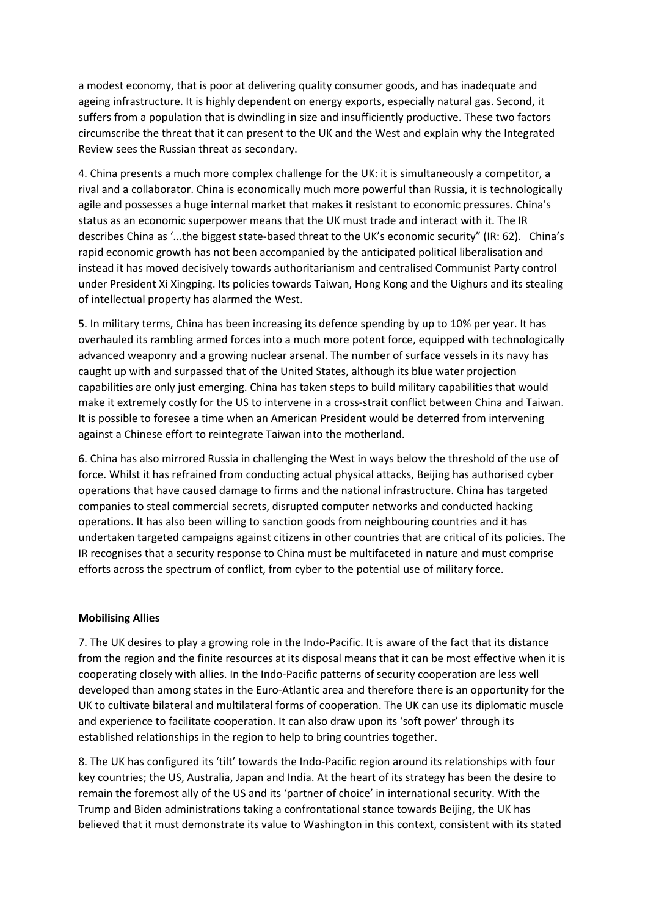a modest economy, that is poor at delivering quality consumer goods, and has inadequate and ageing infrastructure. It is highly dependent on energy exports, especially natural gas. Second, it suffers from a population that is dwindling in size and insufficiently productive. These two factors circumscribe the threat that it can present to the UK and the West and explain why the Integrated Review sees the Russian threat as secondary.

4. China presents a much more complex challenge for the UK: it is simultaneously a competitor, a rival and a collaborator. China is economically much more powerful than Russia, it is technologically agile and possesses a huge internal market that makes it resistant to economic pressures. China's status as an economic superpower means that the UK must trade and interact with it. The IR describes China as '...the biggest state-based threat to the UK's economic security" (IR: 62). China's rapid economic growth has not been accompanied by the anticipated political liberalisation and instead it has moved decisively towards authoritarianism and centralised Communist Party control under President Xi Xingping. Its policies towards Taiwan, Hong Kong and the Uighurs and its stealing of intellectual property has alarmed the West.

5. In military terms, China has been increasing its defence spending by up to 10% per year. It has overhauled its rambling armed forces into a much more potent force, equipped with technologically advanced weaponry and a growing nuclear arsenal. The number of surface vessels in its navy has caught up with and surpassed that of the United States, although its blue water projection capabilities are only just emerging. China has taken steps to build military capabilities that would make it extremely costly for the US to intervene in a cross-strait conflict between China and Taiwan. It is possible to foresee a time when an American President would be deterred from intervening against a Chinese effort to reintegrate Taiwan into the motherland.

6. China has also mirrored Russia in challenging the West in ways below the threshold of the use of force. Whilst it has refrained from conducting actual physical attacks, Beijing has authorised cyber operations that have caused damage to firms and the national infrastructure. China has targeted companies to steal commercial secrets, disrupted computer networks and conducted hacking operations. It has also been willing to sanction goods from neighbouring countries and it has undertaken targeted campaigns against citizens in other countries that are critical of its policies. The IR recognises that a security response to China must be multifaceted in nature and must comprise efforts across the spectrum of conflict, from cyber to the potential use of military force.

**Mobilising Allies**

7. The UK desires to play a growing role in the Indo-Pacific. It is aware of the fact that its distance from the region and the finite resources at its disposal means that it can be most effective when it is cooperating closely with allies. In the Indo-Pacific patterns of security cooperation are less well developed than among states in the Euro-Atlantic area and therefore there is an opportunity for the UK to cultivate bilateral and multilateral forms of cooperation. The UK can use its diplomatic muscle and experience to facilitate cooperation. It can also draw upon its 'soft power' through its established relationships in the region to help to bring countries together.

8. The UK has configured its 'tilt' towards the Indo-Pacific region around its relationships with four key countries; the US, Australia, Japan and India. At the heart of its strategy has been the desire to remain the foremost ally of the US and its 'partner of choice' in international security. With the Trump and Biden administrations taking a confrontational stance towards Beijing, the UK has believed that it must demonstrate its value to Washington in this context, consistent with its stated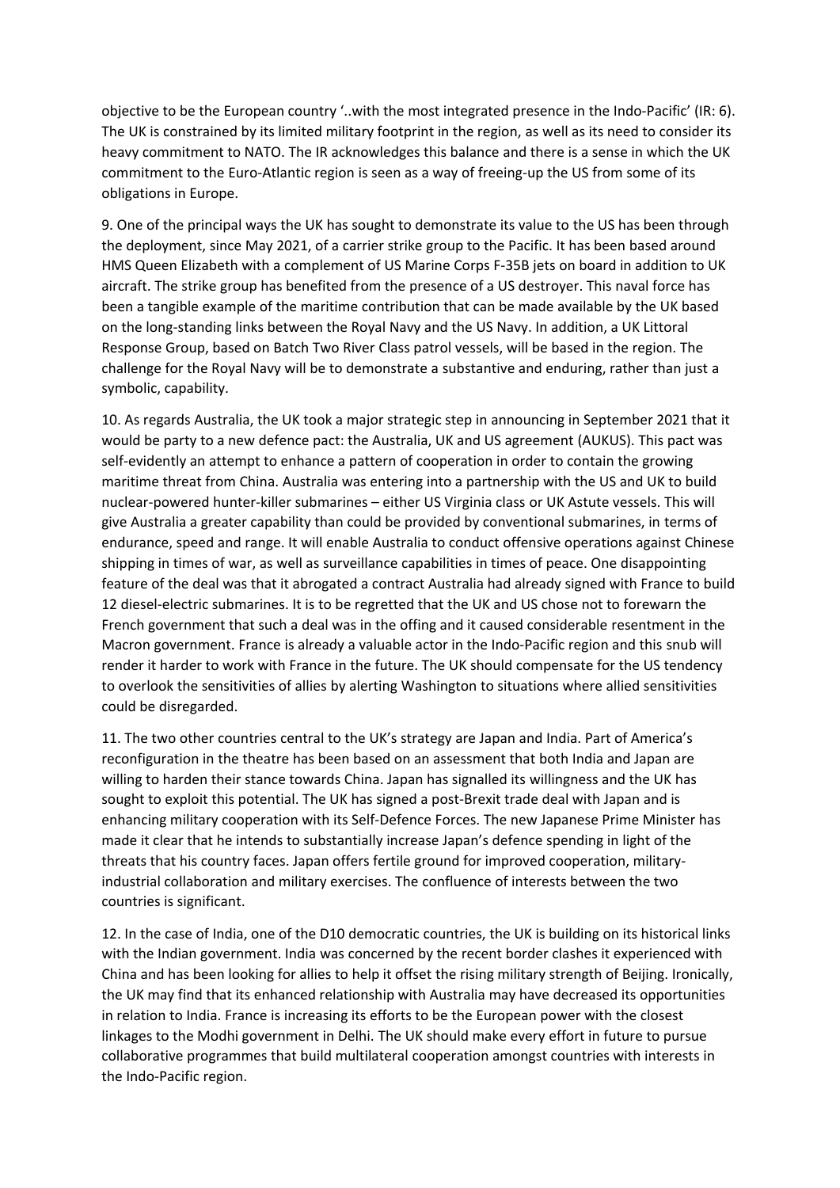objective to be the European country '..with the most integrated presence in the Indo-Pacific' (IR: 6). The UK is constrained by its limited military footprint in the region, as well as its need to consider its heavy commitment to NATO. The IR acknowledges this balance and there is a sense in which the UK commitment to the Euro-Atlantic region is seen as a way of freeing-up the US from some of its obligations in Europe.

9. One of the principal ways the UK has sought to demonstrate its value to the US has been through the deployment, since May 2021, of a carrier strike group to the Pacific. It has been based around HMS Queen Elizabeth with a complement of US Marine Corps F-35B jets on board in addition to UK aircraft. The strike group has benefited from the presence of a US destroyer. This naval force has been a tangible example of the maritime contribution that can be made available by the UK based on the long-standing links between the Royal Navy and the US Navy. In addition, a UK Littoral Response Group, based on Batch Two River Class patrol vessels, will be based in the region. The challenge for the Royal Navy will be to demonstrate a substantive and enduring, rather than just a symbolic, capability.

10. As regards Australia, the UK took a major strategic step in announcing in September 2021 that it would be party to a new defence pact: the Australia, UK and US agreement (AUKUS). This pact was self-evidently an attempt to enhance a pattern of cooperation in order to contain the growing maritime threat from China. Australia was entering into a partnership with the US and UK to build nuclear-powered hunter-killer submarines – either US Virginia class or UK Astute vessels. This will give Australia a greater capability than could be provided by conventional submarines, in terms of endurance, speed and range. It will enable Australia to conduct offensive operations against Chinese shipping in times of war, as well as surveillance capabilities in times of peace. One disappointing feature of the deal was that it abrogated a contract Australia had already signed with France to build 12 diesel-electric submarines. It is to be regretted that the UK and US chose not to forewarn the French government that such a deal was in the offing and it caused considerable resentment in the Macron government. France is already a valuable actor in the Indo-Pacific region and this snub will render it harder to work with France in the future. The UK should compensate for the US tendency to overlook the sensitivities of allies by alerting Washington to situations where allied sensitivities could be disregarded.

11. The two other countries central to the UK's strategy are Japan and India. Part of America's reconfiguration in the theatre has been based on an assessment that both India and Japan are willing to harden their stance towards China. Japan has signalled its willingness and the UK has sought to exploit this potential. The UK has signed a post-Brexit trade deal with Japan and is enhancing military cooperation with its Self-Defence Forces. The new Japanese Prime Minister has made it clear that he intends to substantially increase Japan's defence spending in light of the threats that his country faces. Japan offers fertile ground for improved cooperation, military-industrial collaboration and military exercises. The confluence of interests between the two countries is significant.

12. In the case of India, one of the D10 democratic countries, the UK is building on its historical links with the Indian government. India was concerned by the recent border clashes it experienced with China and has been looking for allies to help it offset the rising military strength of Beijing. Ironically, the UK may find that its enhanced relationship with Australia may have decreased its opportunities in relation to India. France is increasing its efforts to be the European power with the closest linkages to the Modhi government in Delhi. The UK should make every effort in future to pursue collaborative programmes that build multilateral cooperation amongst countries with interests in the Indo-Pacific region.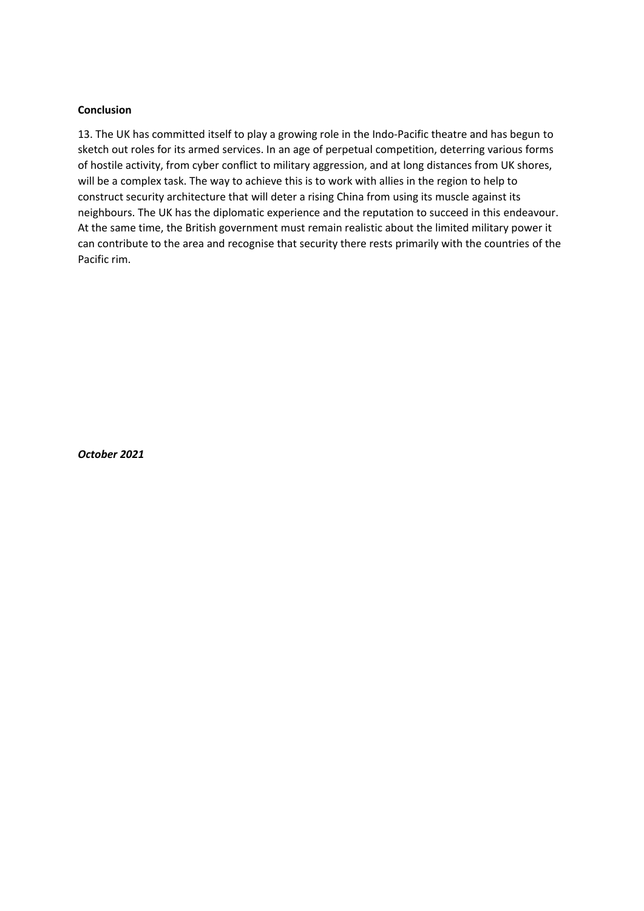**Conclusion**

13. The UK has committed itself to play a growing role in the Indo-Pacific theatre and has begun to sketch out roles for its armed services. In an age of perpetual competition, deterring various forms of hostile activity, from cyber conflict to military aggression, and at long distances from UK shores, will be a complex task. The way to achieve this is to work with allies in the region to help to construct security architecture that will deter a rising China from using its muscle against its neighbours. The UK has the diplomatic experience and the reputation to succeed in this endeavour. At the same time, the British government must remain realistic about the limited military power it can contribute to the area and recognise that security there rests primarily with the countries of the Pacific rim.

***October 2021***